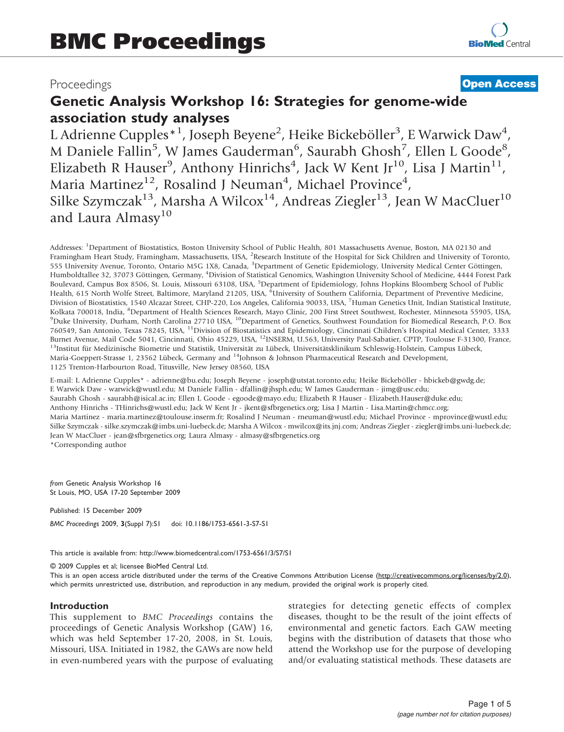# BMC Proceedings

Proceedings **Open Access**

# Genetic Analysis Workshop 16: Strategies for genome-wide association study analyses

L Adrienne Cupples*[1], Joseph Beyene[2], Heike Bickeböller[3], E Warwick Daw[4], M Daniele Fallin[5], W James Gauderman[6], Saurabh Ghosh[7], Ellen L Goode[8], Elizabeth R Hauser[9], Anthony Hinrichs[4], Jack W Kent Jr[10], Lisa J Martin[11], Maria Martinez[12], Rosalind J Neuman[4], Michael Province[4], Silke Szymczak[13], Marsha A Wilcox[14], Andreas Ziegler[13], Jean W MacCluer[10] and Laura Almasy[10]

Addresses: [1]Department of Biostatistics, Boston University School of Public Health, 801 Massachusetts Avenue, Boston, MA 02130 and Framingham Heart Study, Framingham, Massachusetts, USA, [2]Research Institute of the Hospital for Sick Children and University of Toronto, 555 University Avenue, Toronto, Ontario M5G 1X8, Canada, [3]Department of Genetic Epidemiology, University Medical Center Göttingen, Humboldtallee 32, 37073 Göttingen, Germany, [4]Division of Statistical Genomics, Washington University School of Medicine, 4444 Forest Park Boulevard, Campus Box 8506, St. Louis, Missouri 63108, USA, [5]Department of Epidemiology, Johns Hopkins Bloomberg School of Public Health, 615 North Wolfe Street, Baltimore, Maryland 21205, USA, [6]University of Southern California, Department of Preventive Medicine, Division of Biostatistics, 1540 Alcazar Street, CHP-220, Los Angeles, California 90033, USA, [7]Human Genetics Unit, Indian Statistical Institute, Kolkata 700018, India, [8]Department of Health Sciences Research, Mayo Clinic, 200 First Street Southwest, Rochester, Minnesota 55905, USA, [9]Duke University, Durham, North Carolina 27710 USA, [10]Department of Genetics, Southwest Foundation for Biomedical Research, P.O. Box 760549, San Antonio, Texas 78245, USA, [11]Division of Biostatistics and Epidemiology, Cincinnati Children's Hospital Medical Center, 3333 Burnet Avenue, Mail Code 5041, Cincinnati, Ohio 45229, USA, [12]INSERM, U.563, University Paul-Sabatier, CPTP, Toulouse F-31300, France, [13]Institut für Medizinische Biometrie und Statistik, Universität zu Lübeck, Universitätsklinikum Schleswig-Holstein, Campus Lübeck, Maria-Goeppert-Strasse 1, 23562 Lübeck, Germany and [14]Johnson & Johnson Pharmaceutical Research and Development, 1125 Trenton-Harbourton Road, Titusville, New Jersey 08560, USA

E-mail: L Adrienne Cupples* - adrienne@bu.edu; Joseph Beyene - joseph@utstat.toronto.edu; Heike Bickeböller - hbickeb@gwdg.de; E Warwick Daw - warwick@wustl.edu; M Daniele Fallin - dfallin@jhsph.edu; W James Gauderman - jimg@usc.edu; Saurabh Ghosh - saurabh@isical.ac.in; Ellen L Goode - egoode@mayo.edu; Elizabeth R Hauser - Elizabeth.Hauser@duke.edu; Anthony Hinrichs - THinrichs@wustl.edu; Jack W Kent Jr - jkent@sfbrgenetics.org; Lisa J Martin - Lisa.Martin@chmcc.org; Maria Martinez - maria.martinez@toulouse.inserm.fr; Rosalind J Neuman - rneuman@wustl.edu; Michael Province - mprovince@wustl.edu; Silke Szymczak - silke.szymczak@imbs.uni-luebeck.de; Marsha A Wilcox - mwilcox@its.jnj.com; Andreas Ziegler - ziegler@imbs.uni-luebeck.de; Jean W MacCluer - jean@sfbrgenetics.org; Laura Almasy - almasy@sfbrgenetics.org

*Corresponding author

*from* Genetic Analysis Workshop 16
St Louis, MO, USA 17-20 September 2009

Published: 15 December 2009

*BMC Proceedings* 2009, **3**(Suppl 7):S1 doi: 10.1186/1753-6561-3-S7-S1

This article is available from: http://www.biomedcentral.com/1753-6561/3/S7/S1

© 2009 Cupples et al; licensee BioMed Central Ltd.
This is an open access article distributed under the terms of the Creative Commons Attribution License (http://creativecommons.org/licenses/by/2.0), which permits unrestricted use, distribution, and reproduction in any medium, provided the original work is properly cited.

## Introduction

This supplement to *BMC Proceedings* contains the proceedings of Genetic Analysis Workshop (GAW) 16, which was held September 17-20, 2008, in St. Louis, Missouri, USA. Initiated in 1982, the GAWs are now held in even-numbered years with the purpose of evaluating strategies for detecting genetic effects of complex diseases, thought to be the result of the joint effects of environmental and genetic factors. Each GAW meeting begins with the distribution of datasets that those who attend the Workshop use for the purpose of developing and/or evaluating statistical methods. These datasets are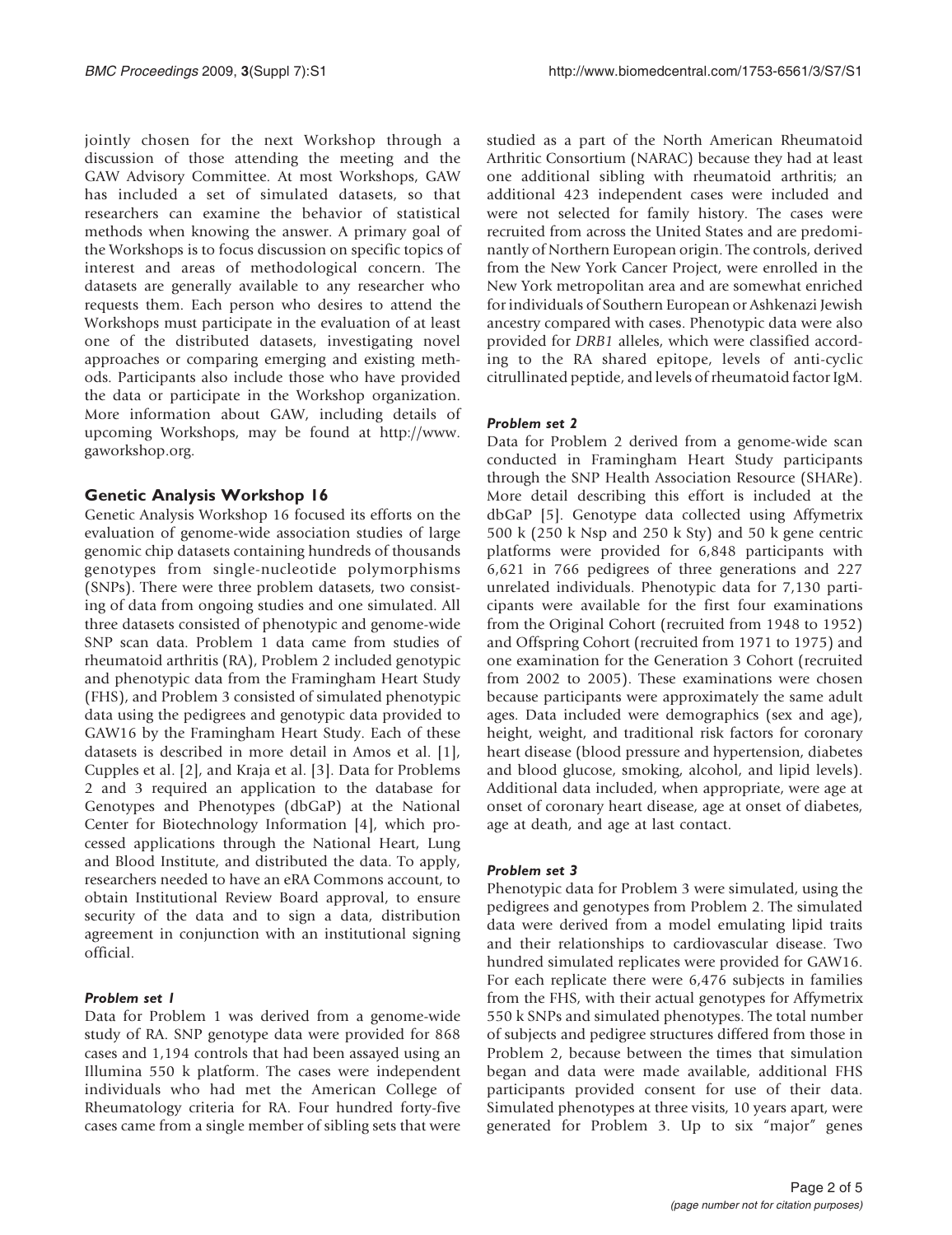jointly chosen for the next Workshop through a discussion of those attending the meeting and the GAW Advisory Committee. At most Workshops, GAW has included a set of simulated datasets, so that researchers can examine the behavior of statistical methods when knowing the answer. A primary goal of the Workshops is to focus discussion on specific topics of interest and areas of methodological concern. The datasets are generally available to any researcher who requests them. Each person who desires to attend the Workshops must participate in the evaluation of at least one of the distributed datasets, investigating novel approaches or comparing emerging and existing methods. Participants also include those who have provided the data or participate in the Workshop organization. More information about GAW, including details of upcoming Workshops, may be found at http://www.gaworkshop.org.

## Genetic Analysis Workshop 16

Genetic Analysis Workshop 16 focused its efforts on the evaluation of genome-wide association studies of large genomic chip datasets containing hundreds of thousands genotypes from single-nucleotide polymorphisms (SNPs). There were three problem datasets, two consisting of data from ongoing studies and one simulated. All three datasets consisted of phenotypic and genome-wide SNP scan data. Problem 1 data came from studies of rheumatoid arthritis (RA), Problem 2 included genotypic and phenotypic data from the Framingham Heart Study (FHS), and Problem 3 consisted of simulated phenotypic data using the pedigrees and genotypic data provided to GAW16 by the Framingham Heart Study. Each of these datasets is described in more detail in Amos et al. [1], Cupples et al. [2], and Kraja et al. [3]. Data for Problems 2 and 3 required an application to the database for Genotypes and Phenotypes (dbGaP) at the National Center for Biotechnology Information [4], which processed applications through the National Heart, Lung and Blood Institute, and distributed the data. To apply, researchers needed to have an eRA Commons account, to obtain Institutional Review Board approval, to ensure security of the data and to sign a data, distribution agreement in conjunction with an institutional signing official.

### *Problem set 1*

Data for Problem 1 was derived from a genome-wide study of RA. SNP genotype data were provided for 868 cases and 1,194 controls that had been assayed using an Illumina 550 k platform. The cases were independent individuals who had met the American College of Rheumatology criteria for RA. Four hundred forty-five cases came from a single member of sibling sets that were studied as a part of the North American Rheumatoid Arthritic Consortium (NARAC) because they had at least one additional sibling with rheumatoid arthritis; an additional 423 independent cases were included and were not selected for family history. The cases were recruited from across the United States and are predominantly of Northern European origin. The controls, derived from the New York Cancer Project, were enrolled in the New York metropolitan area and are somewhat enriched for individuals of Southern European or Ashkenazi Jewish ancestry compared with cases. Phenotypic data were also provided for *DRB1* alleles, which were classified according to the RA shared epitope, levels of anti-cyclic citrullinated peptide, and levels of rheumatoid factor IgM.

### *Problem set 2*

Data for Problem 2 derived from a genome-wide scan conducted in Framingham Heart Study participants through the SNP Health Association Resource (SHARe). More detail describing this effort is included at the dbGaP [5]. Genotype data collected using Affymetrix 500 k (250 k Nsp and 250 k Sty) and 50 k gene centric platforms were provided for 6,848 participants with 6,621 in 766 pedigrees of three generations and 227 unrelated individuals. Phenotypic data for 7,130 participants were available for the first four examinations from the Original Cohort (recruited from 1948 to 1952) and Offspring Cohort (recruited from 1971 to 1975) and one examination for the Generation 3 Cohort (recruited from 2002 to 2005). These examinations were chosen because participants were approximately the same adult ages. Data included were demographics (sex and age), height, weight, and traditional risk factors for coronary heart disease (blood pressure and hypertension, diabetes and blood glucose, smoking, alcohol, and lipid levels). Additional data included, when appropriate, were age at onset of coronary heart disease, age at onset of diabetes, age at death, and age at last contact.

### *Problem set 3*

Phenotypic data for Problem 3 were simulated, using the pedigrees and genotypes from Problem 2. The simulated data were derived from a model emulating lipid traits and their relationships to cardiovascular disease. Two hundred simulated replicates were provided for GAW16. For each replicate there were 6,476 subjects in families from the FHS, with their actual genotypes for Affymetrix 550 k SNPs and simulated phenotypes. The total number of subjects and pedigree structures differed from those in Problem 2, because between the times that simulation began and data were made available, additional FHS participants provided consent for use of their data. Simulated phenotypes at three visits, 10 years apart, were generated for Problem 3. Up to six "major" genes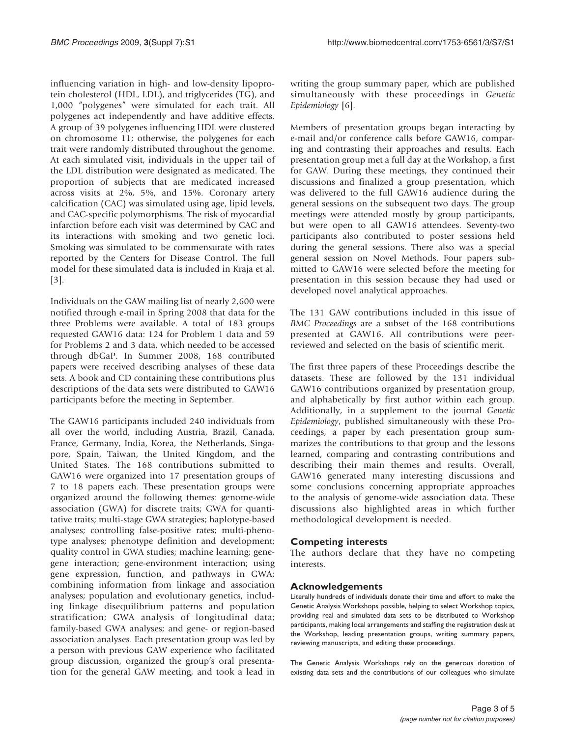influencing variation in high- and low-density lipoprotein cholesterol (HDL, LDL), and triglycerides (TG), and 1,000 "polygenes" were simulated for each trait. All polygenes act independently and have additive effects. A group of 39 polygenes influencing HDL were clustered on chromosome 11; otherwise, the polygenes for each trait were randomly distributed throughout the genome. At each simulated visit, individuals in the upper tail of the LDL distribution were designated as medicated. The proportion of subjects that are medicated increased across visits at 2%, 5%, and 15%. Coronary artery calcification (CAC) was simulated using age, lipid levels, and CAC-specific polymorphisms. The risk of myocardial infarction before each visit was determined by CAC and its interactions with smoking and two genetic loci. Smoking was simulated to be commensurate with rates reported by the Centers for Disease Control. The full model for these simulated data is included in Kraja et al. [3].

Individuals on the GAW mailing list of nearly 2,600 were notified through e-mail in Spring 2008 that data for the three Problems were available. A total of 183 groups requested GAW16 data: 124 for Problem 1 data and 59 for Problems 2 and 3 data, which needed to be accessed through dbGaP. In Summer 2008, 168 contributed papers were received describing analyses of these data sets. A book and CD containing these contributions plus descriptions of the data sets were distributed to GAW16 participants before the meeting in September.

The GAW16 participants included 240 individuals from all over the world, including Austria, Brazil, Canada, France, Germany, India, Korea, the Netherlands, Singapore, Spain, Taiwan, the United Kingdom, and the United States. The 168 contributions submitted to GAW16 were organized into 17 presentation groups of 7 to 18 papers each. These presentation groups were organized around the following themes: genome-wide association (GWA) for discrete traits; GWA for quantitative traits; multi-stage GWA strategies; haplotype-based analyses; controlling false-positive rates; multi-phenotype analyses; phenotype definition and development; quality control in GWA studies; machine learning; gene-gene interaction; gene-environment interaction; using gene expression, function, and pathways in GWA; combining information from linkage and association analyses; population and evolutionary genetics, including linkage disequilibrium patterns and population stratification; GWA analysis of longitudinal data; family-based GWA analyses; and gene- or region-based association analyses. Each presentation group was led by a person with previous GAW experience who facilitated group discussion, organized the group's oral presentation for the general GAW meeting, and took a lead in writing the group summary paper, which are published simultaneously with these proceedings in *Genetic Epidemiology* [6].

Members of presentation groups began interacting by e-mail and/or conference calls before GAW16, comparing and contrasting their approaches and results. Each presentation group met a full day at the Workshop, a first for GAW. During these meetings, they continued their discussions and finalized a group presentation, which was delivered to the full GAW16 audience during the general sessions on the subsequent two days. The group meetings were attended mostly by group participants, but were open to all GAW16 attendees. Seventy-two participants also contributed to poster sessions held during the general sessions. There also was a special general session on Novel Methods. Four papers submitted to GAW16 were selected before the meeting for presentation in this session because they had used or developed novel analytical approaches.

The 131 GAW contributions included in this issue of *BMC Proceedings* are a subset of the 168 contributions presented at GAW16. All contributions were peer-reviewed and selected on the basis of scientific merit.

The first three papers of these Proceedings describe the datasets. These are followed by the 131 individual GAW16 contributions organized by presentation group, and alphabetically by first author within each group. Additionally, in a supplement to the journal *Genetic Epidemiology*, published simultaneously with these Proceedings, a paper by each presentation group summarizes the contributions to that group and the lessons learned, comparing and contrasting contributions and describing their main themes and results. Overall, GAW16 generated many interesting discussions and some conclusions concerning appropriate approaches to the analysis of genome-wide association data. These discussions also highlighted areas in which further methodological development is needed.

## Competing interests

The authors declare that they have no competing interests.

## Acknowledgements

Literally hundreds of individuals donate their time and effort to make the Genetic Analysis Workshops possible, helping to select Workshop topics, providing real and simulated data sets to be distributed to Workshop participants, making local arrangements and staffing the registration desk at the Workshop, leading presentation groups, writing summary papers, reviewing manuscripts, and editing these proceedings.

The Genetic Analysis Workshops rely on the generous donation of existing data sets and the contributions of our colleagues who simulate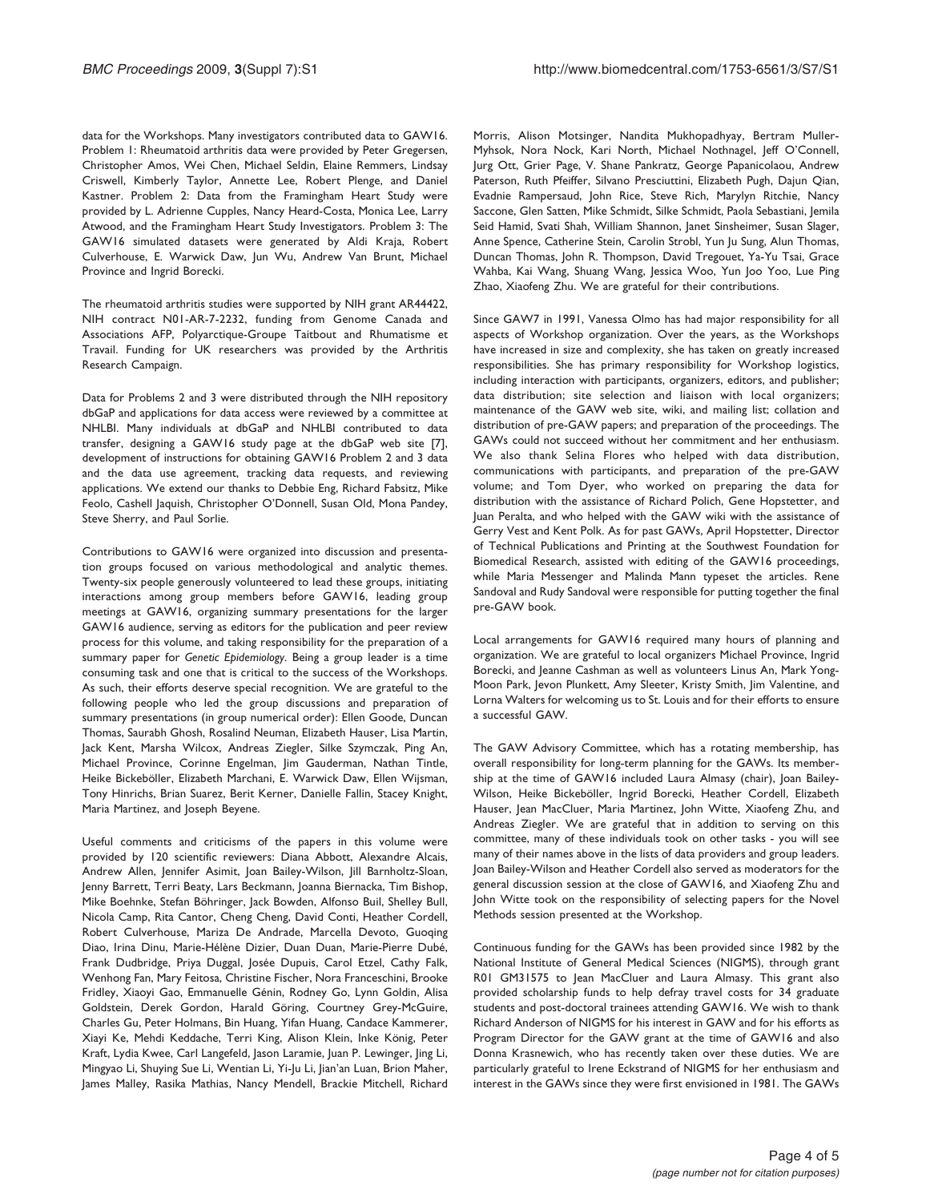data for the Workshops. Many investigators contributed data to GAW16. Problem 1: Rheumatoid arthritis data were provided by Peter Gregersen, Christopher Amos, Wei Chen, Michael Seldin, Elaine Remmers, Lindsay Criswell, Kimberly Taylor, Annette Lee, Robert Plenge, and Daniel Kastner. Problem 2: Data from the Framingham Heart Study were provided by L. Adrienne Cupples, Nancy Heard-Costa, Monica Lee, Larry Atwood, and the Framingham Heart Study Investigators. Problem 3: The GAW16 simulated datasets were generated by Aldi Kraja, Robert Culverhouse, E. Warwick Daw, Jun Wu, Andrew Van Brunt, Michael Province and Ingrid Borecki.

The rheumatoid arthritis studies were supported by NIH grant AR44422, NIH contract N01-AR-7-2232, funding from Genome Canada and Associations AFP, Polyarctique-Groupe Taitbout and Rhumatisme et Travail. Funding for UK researchers was provided by the Arthritis Research Campaign.

Data for Problems 2 and 3 were distributed through the NIH repository dbGaP and applications for data access were reviewed by a committee at NHLBI. Many individuals at dbGaP and NHLBI contributed to data transfer, designing a GAW16 study page at the dbGaP web site [7], development of instructions for obtaining GAW16 Problem 2 and 3 data and the data use agreement, tracking data requests, and reviewing applications. We extend our thanks to Debbie Eng, Richard Fabsitz, Mike Feolo, Cashell Jaquish, Christopher O'Donnell, Susan Old, Mona Pandey, Steve Sherry, and Paul Sorlie.

Contributions to GAW16 were organized into discussion and presentation groups focused on various methodological and analytic themes. Twenty-six people generously volunteered to lead these groups, initiating interactions among group members before GAW16, leading group meetings at GAW16, organizing summary presentations for the larger GAW16 audience, serving as editors for the publication and peer review process for this volume, and taking responsibility for the preparation of a summary paper for *Genetic Epidemiology*. Being a group leader is a time consuming task and one that is critical to the success of the Workshops. As such, their efforts deserve special recognition. We are grateful to the following people who led the group discussions and preparation of summary presentations (in group numerical order): Ellen Goode, Duncan Thomas, Saurabh Ghosh, Rosalind Neuman, Elizabeth Hauser, Lisa Martin, Jack Kent, Marsha Wilcox, Andreas Ziegler, Silke Szymczak, Ping An, Michael Province, Corinne Engelman, Jim Gauderman, Nathan Tintle, Heike Bickeböller, Elizabeth Marchani, E. Warwick Daw, Ellen Wijsman, Tony Hinrichs, Brian Suarez, Berit Kerner, Danielle Fallin, Stacey Knight, Maria Martinez, and Joseph Beyene.

Useful comments and criticisms of the papers in this volume were provided by 120 scientific reviewers: Diana Abbott, Alexandre Alcais, Andrew Allen, Jennifer Asimit, Joan Bailey-Wilson, Jill Barnholtz-Sloan, Jenny Barrett, Terri Beaty, Lars Beckmann, Joanna Biernacka, Tim Bishop, Mike Boehnke, Stefan Böhringer, Jack Bowden, Alfonso Buil, Shelley Bull, Nicola Camp, Rita Cantor, Cheng Cheng, David Conti, Heather Cordell, Robert Culverhouse, Mariza De Andrade, Marcella Devoto, Guoqing Diao, Irina Dinu, Marie-Hélène Dizier, Duan Duan, Marie-Pierre Dubé, Frank Dudbridge, Priya Duggal, Josée Dupuis, Carol Etzel, Cathy Falk, Wenhong Fan, Mary Feitosa, Christine Fischer, Nora Franceschini, Brooke Fridley, Xiaoyi Gao, Emmanuelle Génin, Rodney Go, Lynn Goldin, Alisa Goldstein, Derek Gordon, Harald Göring, Courtney Grey-McGuire, Charles Gu, Peter Holmans, Bin Huang, Yifan Huang, Candace Kammerer, Xiayi Ke, Mehdi Keddache, Terri King, Alison Klein, Inke König, Peter Kraft, Lydia Kwee, Carl Langefeld, Jason Laramie, Juan P. Lewinger, Jing Li, Mingyao Li, Shuying Sue Li, Wentian Li, Yi-Ju Li, Jian'an Luan, Brion Maher, James Malley, Rasika Mathias, Nancy Mendell, Brackie Mitchell, Richard Morris, Alison Motsinger, Nandita Mukhopadhyay, Bertram Muller-Myhsok, Nora Nock, Kari North, Michael Nothnagel, Jeff O'Connell, Jurg Ott, Grier Page, V. Shane Pankratz, George Papanicolaou, Andrew Paterson, Ruth Pfeiffer, Silvano Presciuttini, Elizabeth Pugh, Dajun Qian, Evadnie Rampersaud, John Rice, Steve Rich, Marylyn Ritchie, Nancy Saccone, Glen Satten, Mike Schmidt, Silke Schmidt, Paola Sebastiani, Jemila Seid Hamid, Svati Shah, William Shannon, Janet Sinsheimer, Susan Slager, Anne Spence, Catherine Stein, Carolin Strobl, Yun Ju Sung, Alun Thomas, Duncan Thomas, John R. Thompson, David Tregouet, Ya-Yu Tsai, Grace Wahba, Kai Wang, Shuang Wang, Jessica Woo, Yun Joo Yoo, Lue Ping Zhao, Xiaofeng Zhu. We are grateful for their contributions.

Since GAW7 in 1991, Vanessa Olmo has had major responsibility for all aspects of Workshop organization. Over the years, as the Workshops have increased in size and complexity, she has taken on greatly increased responsibilities. She has primary responsibility for Workshop logistics, including interaction with participants, organizers, editors, and publisher; data distribution; site selection and liaison with local organizers; maintenance of the GAW web site, wiki, and mailing list; collation and distribution of pre-GAW papers; and preparation of the proceedings. The GAWs could not succeed without her commitment and her enthusiasm. We also thank Selina Flores who helped with data distribution, communications with participants, and preparation of the pre-GAW volume; and Tom Dyer, who worked on preparing the data for distribution with the assistance of Richard Polich, Gene Hopstetter, and Juan Peralta, and who helped with the GAW wiki with the assistance of Gerry Vest and Kent Polk. As for past GAWs, April Hopstetter, Director of Technical Publications and Printing at the Southwest Foundation for Biomedical Research, assisted with editing of the GAW16 proceedings, while Maria Messenger and Malinda Mann typeset the articles. Rene Sandoval and Rudy Sandoval were responsible for putting together the final pre-GAW book.

Local arrangements for GAW16 required many hours of planning and organization. We are grateful to local organizers Michael Province, Ingrid Borecki, and Jeanne Cashman as well as volunteers Linus An, Mark Yong-Moon Park, Jevon Plunkett, Amy Sleeter, Kristy Smith, Jim Valentine, and Lorna Walters for welcoming us to St. Louis and for their efforts to ensure a successful GAW.

The GAW Advisory Committee, which has a rotating membership, has overall responsibility for long-term planning for the GAWs. Its membership at the time of GAW16 included Laura Almasy (chair), Joan Bailey-Wilson, Heike Bickeböller, Ingrid Borecki, Heather Cordell, Elizabeth Hauser, Jean MacCluer, Maria Martinez, John Witte, Xiaofeng Zhu, and Andreas Ziegler. We are grateful that in addition to serving on this committee, many of these individuals took on other tasks - you will see many of their names above in the lists of data providers and group leaders. Joan Bailey-Wilson and Heather Cordell also served as moderators for the general discussion session at the close of GAW16, and Xiaofeng Zhu and John Witte took on the responsibility of selecting papers for the Novel Methods session presented at the Workshop.

Continuous funding for the GAWs has been provided since 1982 by the National Institute of General Medical Sciences (NIGMS), through grant R01 GM31575 to Jean MacCluer and Laura Almasy. This grant also provided scholarship funds to help defray travel costs for 34 graduate students and post-doctoral trainees attending GAW16. We wish to thank Richard Anderson of NIGMS for his interest in GAW and for his efforts as Program Director for the GAW grant at the time of GAW16 and also Donna Krasnewich, who has recently taken over these duties. We are particularly grateful to Irene Eckstrand of NIGMS for her enthusiasm and interest in the GAWs since they were first envisioned in 1981. The GAWs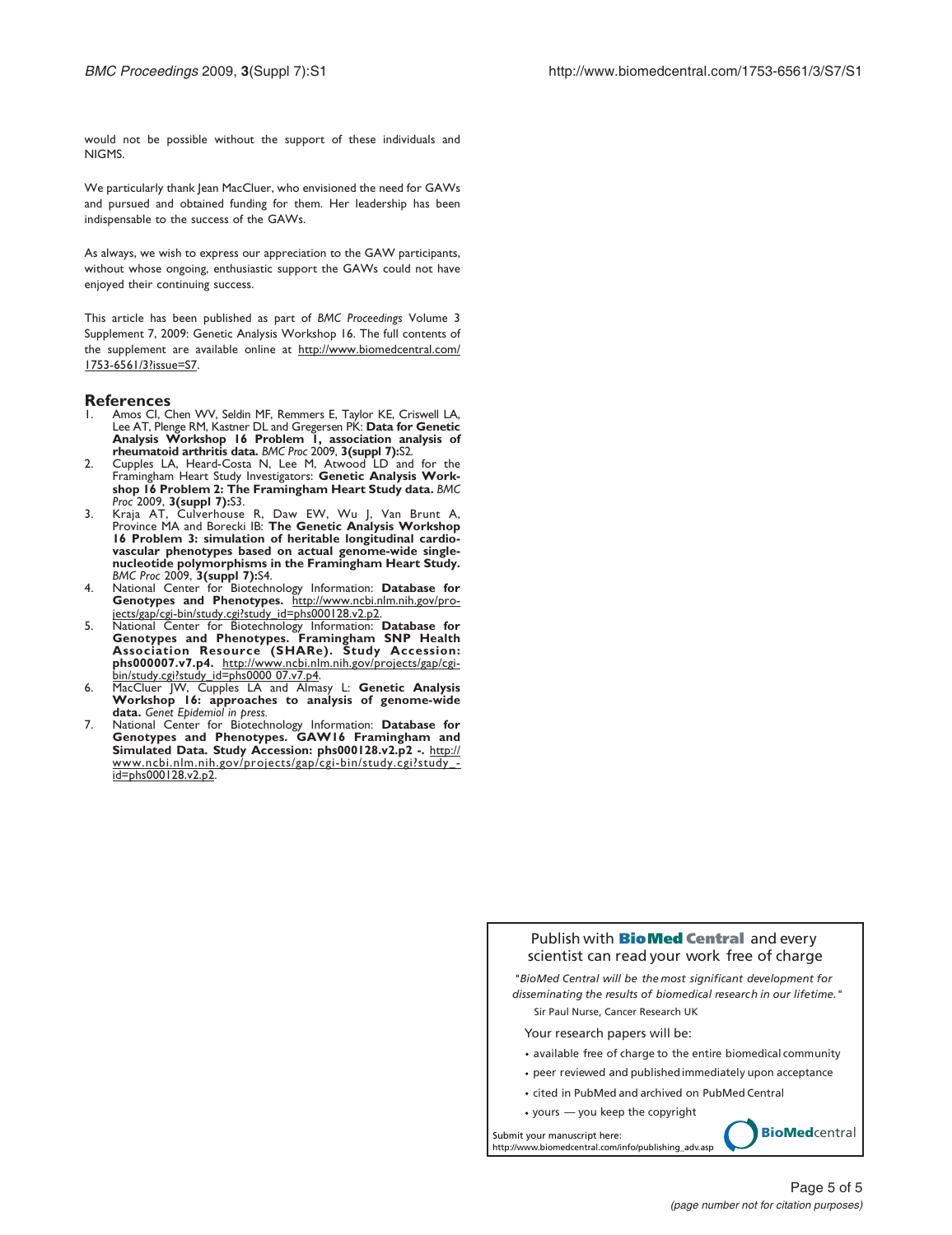would not be possible without the support of these individuals and NIGMS.

We particularly thank Jean MacCluer, who envisioned the need for GAWs and pursued and obtained funding for them. Her leadership has been indispensable to the success of the GAWs.

As always, we wish to express our appreciation to the GAW participants, without whose ongoing, enthusiastic support the GAWs could not have enjoyed their continuing success.

This article has been published as part of *BMC Proceedings* Volume 3 Supplement 7, 2009: Genetic Analysis Workshop 16. The full contents of the supplement are available online at http://www.biomedcentral.com/1753-6561/3?issue=S7.

## References

1. Amos CI, Chen WV, Seldin MF, Remmers E, Taylor KE, Criswell LA, Lee AT, Plenge RM, Kastner DL and Gregersen PK: **Data for Genetic Analysis Workshop 16 Problem 1, association analysis of rheumatoid arthritis data.** *BMC Proc* 2009, **3(suppl 7):**S2.
2. Cupples LA, Heard-Costa N, Lee M, Atwood LD and for the Framingham Heart Study Investigators: **Genetic Analysis Workshop 16 Problem 2: The Framingham Heart Study data.** *BMC Proc* 2009, **3(suppl 7):**S3.
3. Kraja AT, Culverhouse R, Daw EW, Wu J, Van Brunt A, Province MA and Borecki IB: **The Genetic Analysis Workshop 16 Problem 3: simulation of heritable longitudinal cardiovascular phenotypes based on actual genome-wide single-nucleotide polymorphisms in the Framingham Heart Study.** *BMC Proc* 2009, **3(suppl 7):**S4.
4. National Center for Biotechnology Information: **Database for Genotypes and Phenotypes.** http://www.ncbi.nlm.nih.gov/projects/gap/cgi-bin/study.cgi?study_id=phs000128.v2.p2.
5. National Center for Biotechnology Information: **Database for Genotypes and Phenotypes. Framingham SNP Health Association Resource (SHARe). Study Accession: phs000007.v7.p4.** http://www.ncbi.nlm.nih.gov/projects/gap/cgi-bin/study.cgi?study_id=phs0000 07.v7.p4.
6. MacCluer JW, Cupples LA and Almasy L: **Genetic Analysis Workshop 16: approaches to analysis of genome-wide data.** *Genet Epidemiol in press.*
7. National Center for Biotechnology Information: **Database for Genotypes and Phenotypes. GAW16 Framingham and Simulated Data. Study Accession: phs000128.v2.p2 -.** http://www.ncbi.nlm.nih.gov/projects/gap/cgi-bin/study.cgi?study_-id=phs000128.v2.p2.

Publish with **BioMed Central** and every scientist can read your work free of charge

*"BioMed Central will be the most significant development for disseminating the results of biomedical research in our lifetime."*
Sir Paul Nurse, Cancer Research UK

Your research papers will be:

- available free of charge to the entire biomedical community
- peer reviewed and published immediately upon acceptance
- cited in PubMed and archived on PubMed Central
- yours — you keep the copyright

Submit your manuscript here:
http://www.biomedcentral.com/info/publishing_adv.asp

BioMedcentral